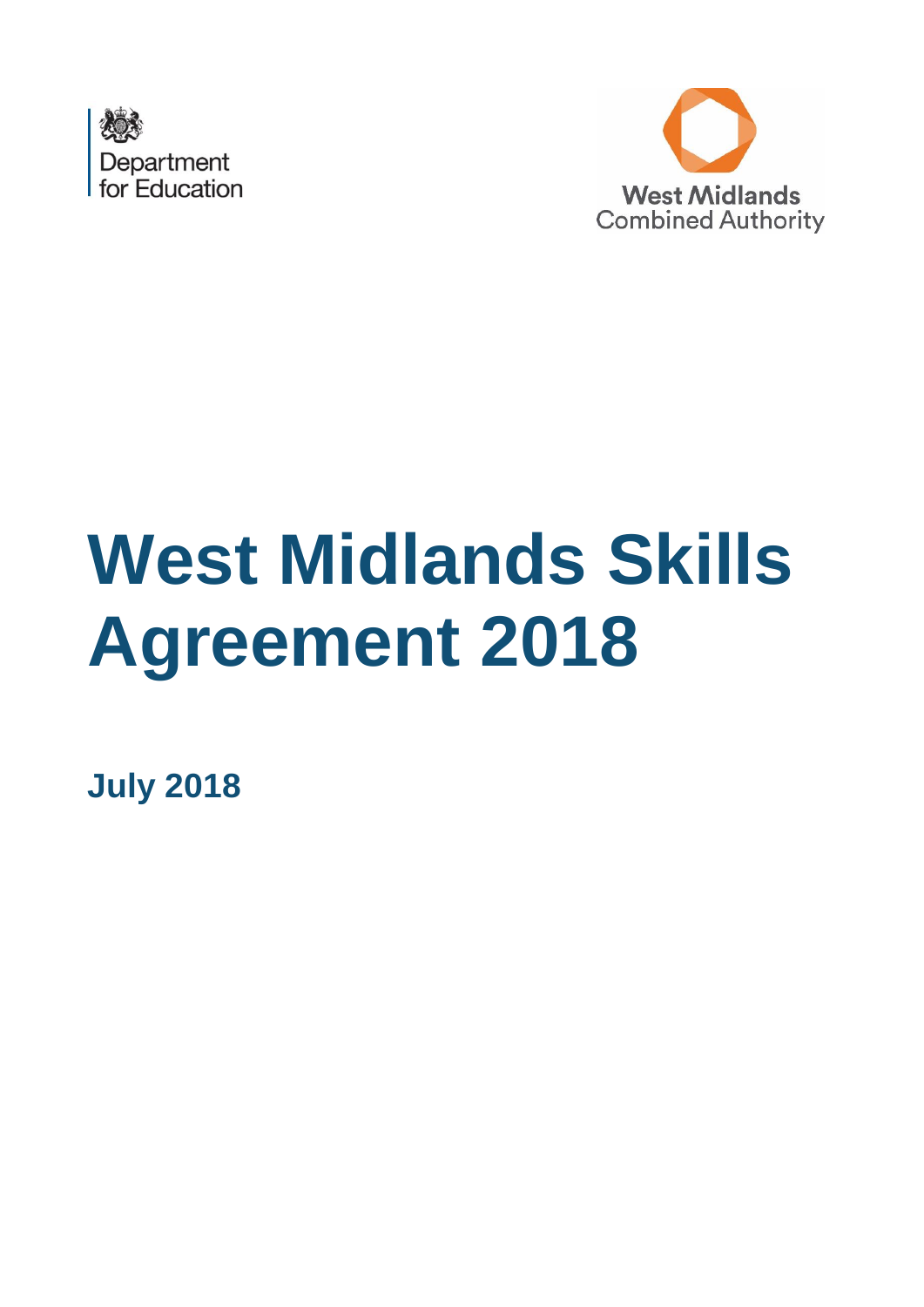Department for Education

West Midlands Combined Authority

# West Midlands Skills Agreement 2018

**July 2018**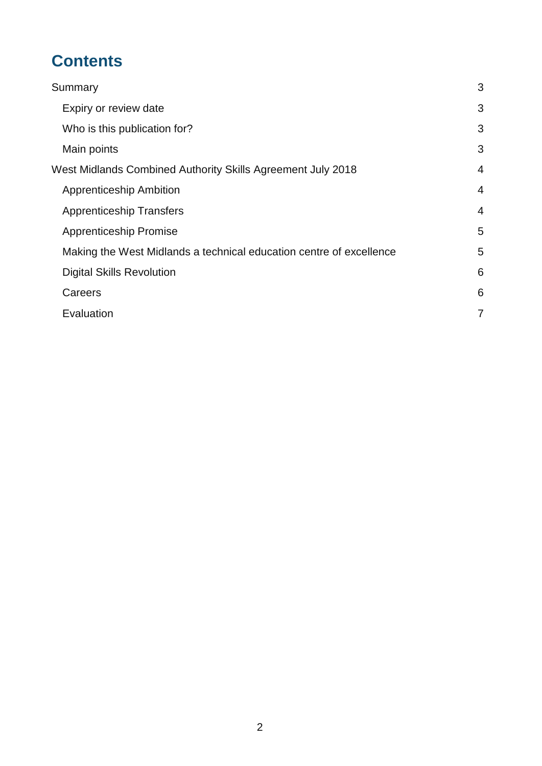# Contents

Summary 3

- Expiry or review date 3
- Who is this publication for? 3
- Main points 3

West Midlands Combined Authority Skills Agreement July 2018 4

- Apprenticeship Ambition 4
- Apprenticeship Transfers 4
- Apprenticeship Promise 5
- Making the West Midlands a technical education centre of excellence 5
- Digital Skills Revolution 6
- Careers 6
- Evaluation 7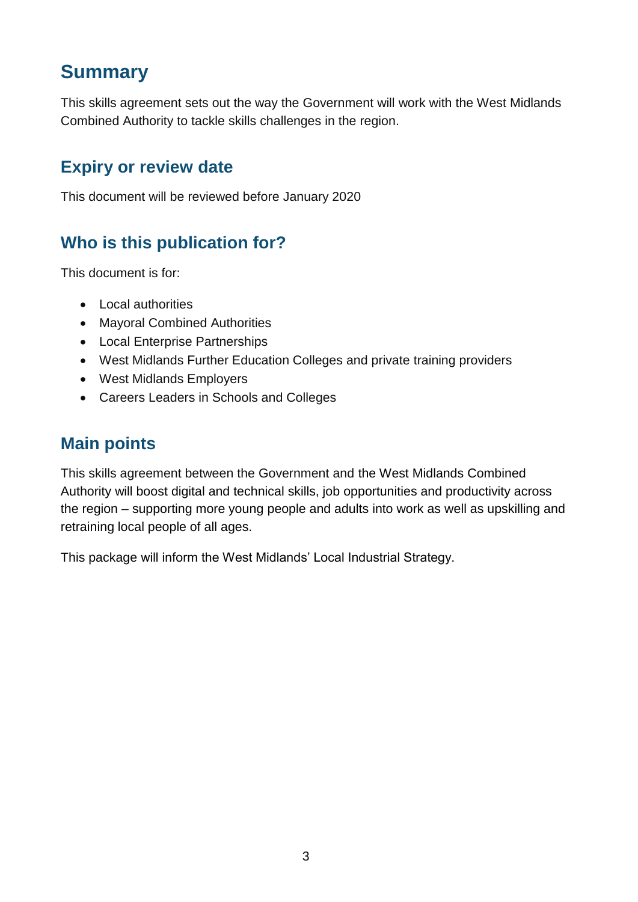## Summary

This skills agreement sets out the way the Government will work with the West Midlands Combined Authority to tackle skills challenges in the region.

### Expiry or review date

This document will be reviewed before January 2020

### Who is this publication for?

This document is for:

- Local authorities
- Mayoral Combined Authorities
- Local Enterprise Partnerships
- West Midlands Further Education Colleges and private training providers
- West Midlands Employers
- Careers Leaders in Schools and Colleges

### Main points

This skills agreement between the Government and the West Midlands Combined Authority will boost digital and technical skills, job opportunities and productivity across the region – supporting more young people and adults into work as well as upskilling and retraining local people of all ages.

This package will inform the West Midlands' Local Industrial Strategy.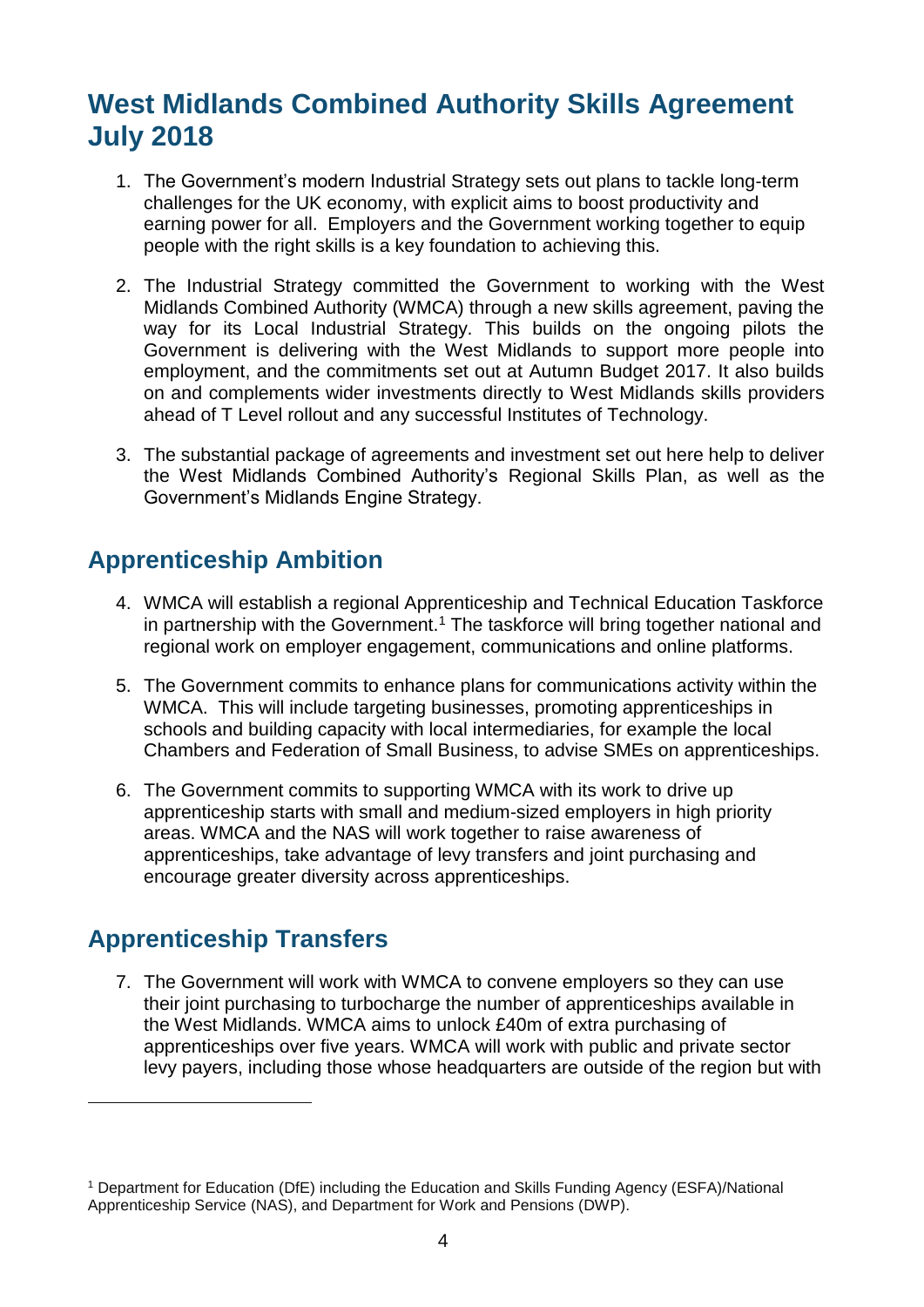# West Midlands Combined Authority Skills Agreement July 2018

1. The Government's modern Industrial Strategy sets out plans to tackle long-term challenges for the UK economy, with explicit aims to boost productivity and earning power for all. Employers and the Government working together to equip people with the right skills is a key foundation to achieving this.

2. The Industrial Strategy committed the Government to working with the West Midlands Combined Authority (WMCA) through a new skills agreement, paving the way for its Local Industrial Strategy. This builds on the ongoing pilots the Government is delivering with the West Midlands to support more people into employment, and the commitments set out at Autumn Budget 2017. It also builds on and complements wider investments directly to West Midlands skills providers ahead of T Level rollout and any successful Institutes of Technology.

3. The substantial package of agreements and investment set out here help to deliver the West Midlands Combined Authority's Regional Skills Plan, as well as the Government's Midlands Engine Strategy.

## Apprenticeship Ambition

4. WMCA will establish a regional Apprenticeship and Technical Education Taskforce in partnership with the Government.[1] The taskforce will bring together national and regional work on employer engagement, communications and online platforms.

5. The Government commits to enhance plans for communications activity within the WMCA. This will include targeting businesses, promoting apprenticeships in schools and building capacity with local intermediaries, for example the local Chambers and Federation of Small Business, to advise SMEs on apprenticeships.

6. The Government commits to supporting WMCA with its work to drive up apprenticeship starts with small and medium-sized employers in high priority areas. WMCA and the NAS will work together to raise awareness of apprenticeships, take advantage of levy transfers and joint purchasing and encourage greater diversity across apprenticeships.

## Apprenticeship Transfers

7. The Government will work with WMCA to convene employers so they can use their joint purchasing to turbocharge the number of apprenticeships available in the West Midlands. WMCA aims to unlock £40m of extra purchasing of apprenticeships over five years. WMCA will work with public and private sector levy payers, including those whose headquarters are outside of the region but with

---

[1] Department for Education (DfE) including the Education and Skills Funding Agency (ESFA)/National Apprenticeship Service (NAS), and Department for Work and Pensions (DWP).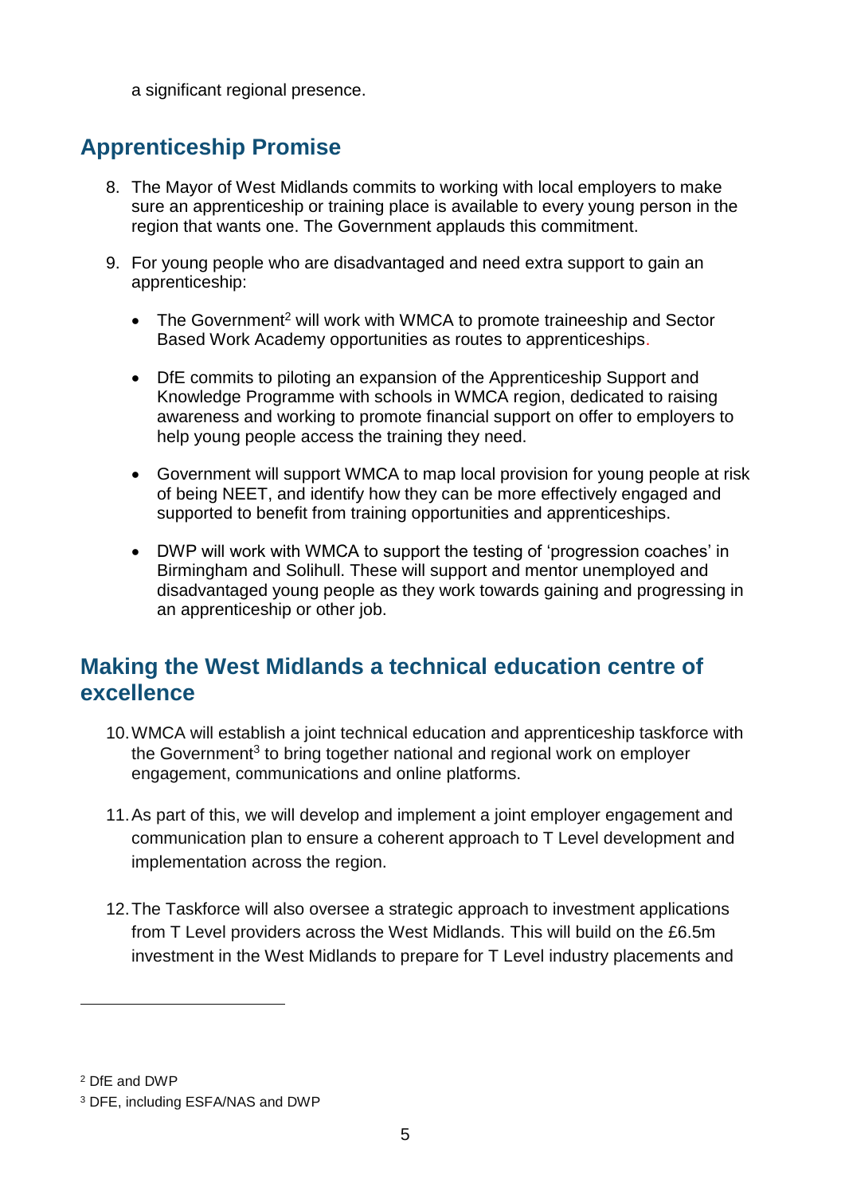a significant regional presence.

## Apprenticeship Promise

8. The Mayor of West Midlands commits to working with local employers to make sure an apprenticeship or training place is available to every young person in the region that wants one. The Government applauds this commitment.

9. For young people who are disadvantaged and need extra support to gain an apprenticeship:

   - The Government[2] will work with WMCA to promote traineeship and Sector Based Work Academy opportunities as routes to apprenticeships.

   - DfE commits to piloting an expansion of the Apprenticeship Support and Knowledge Programme with schools in WMCA region, dedicated to raising awareness and working to promote financial support on offer to employers to help young people access the training they need.

   - Government will support WMCA to map local provision for young people at risk of being NEET, and identify how they can be more effectively engaged and supported to benefit from training opportunities and apprenticeships.

   - DWP will work with WMCA to support the testing of 'progression coaches' in Birmingham and Solihull. These will support and mentor unemployed and disadvantaged young people as they work towards gaining and progressing in an apprenticeship or other job.

## Making the West Midlands a technical education centre of excellence

10. WMCA will establish a joint technical education and apprenticeship taskforce with the Government[3] to bring together national and regional work on employer engagement, communications and online platforms.

11. As part of this, we will develop and implement a joint employer engagement and communication plan to ensure a coherent approach to T Level development and implementation across the region.

12. The Taskforce will also oversee a strategic approach to investment applications from T Level providers across the West Midlands. This will build on the £6.5m investment in the West Midlands to prepare for T Level industry placements and

---

[2] DfE and DWP

[3] DFE, including ESFA/NAS and DWP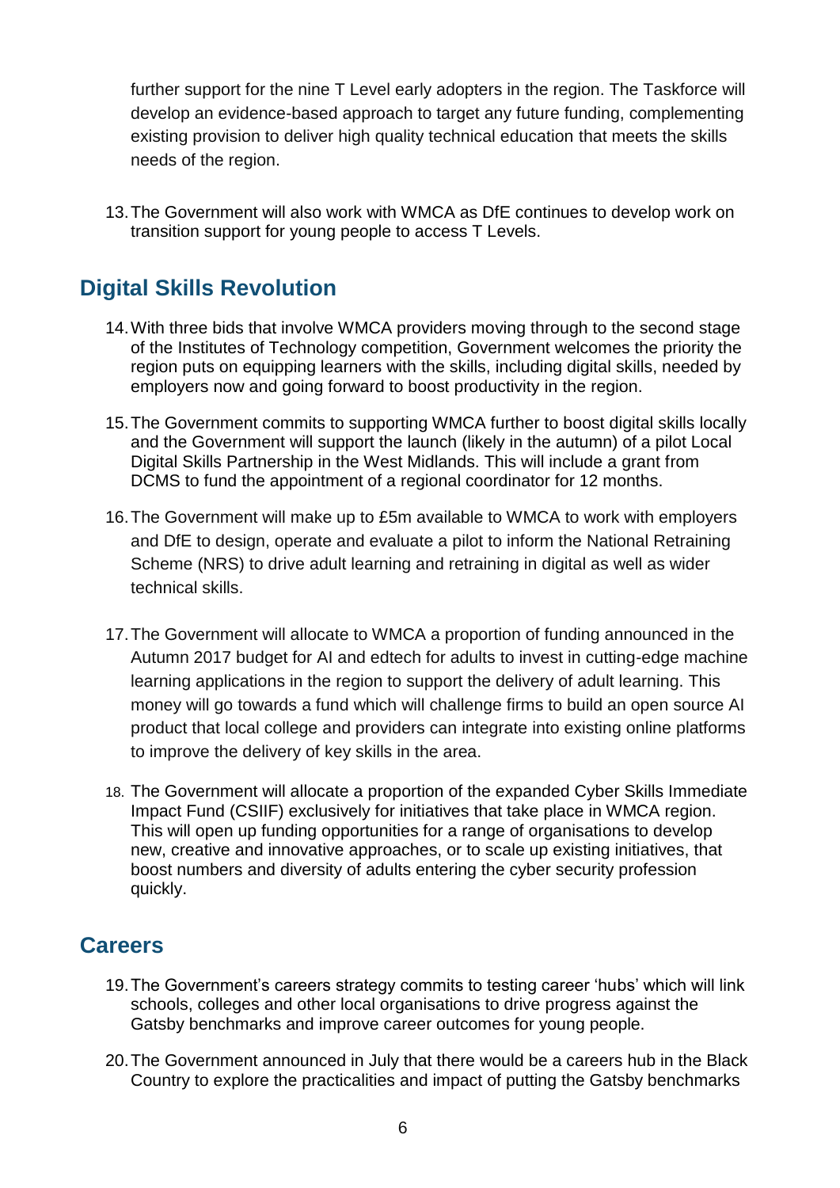further support for the nine T Level early adopters in the region. The Taskforce will develop an evidence-based approach to target any future funding, complementing existing provision to deliver high quality technical education that meets the skills needs of the region.

13. The Government will also work with WMCA as DfE continues to develop work on transition support for young people to access T Levels.

## Digital Skills Revolution

14. With three bids that involve WMCA providers moving through to the second stage of the Institutes of Technology competition, Government welcomes the priority the region puts on equipping learners with the skills, including digital skills, needed by employers now and going forward to boost productivity in the region.

15. The Government commits to supporting WMCA further to boost digital skills locally and the Government will support the launch (likely in the autumn) of a pilot Local Digital Skills Partnership in the West Midlands. This will include a grant from DCMS to fund the appointment of a regional coordinator for 12 months.

16. The Government will make up to £5m available to WMCA to work with employers and DfE to design, operate and evaluate a pilot to inform the National Retraining Scheme (NRS) to drive adult learning and retraining in digital as well as wider technical skills.

17. The Government will allocate to WMCA a proportion of funding announced in the Autumn 2017 budget for AI and edtech for adults to invest in cutting-edge machine learning applications in the region to support the delivery of adult learning. This money will go towards a fund which will challenge firms to build an open source AI product that local college and providers can integrate into existing online platforms to improve the delivery of key skills in the area.

18. The Government will allocate a proportion of the expanded Cyber Skills Immediate Impact Fund (CSIIF) exclusively for initiatives that take place in WMCA region. This will open up funding opportunities for a range of organisations to develop new, creative and innovative approaches, or to scale up existing initiatives, that boost numbers and diversity of adults entering the cyber security profession quickly.

## Careers

19. The Government's careers strategy commits to testing career 'hubs' which will link schools, colleges and other local organisations to drive progress against the Gatsby benchmarks and improve career outcomes for young people.

20. The Government announced in July that there would be a careers hub in the Black Country to explore the practicalities and impact of putting the Gatsby benchmarks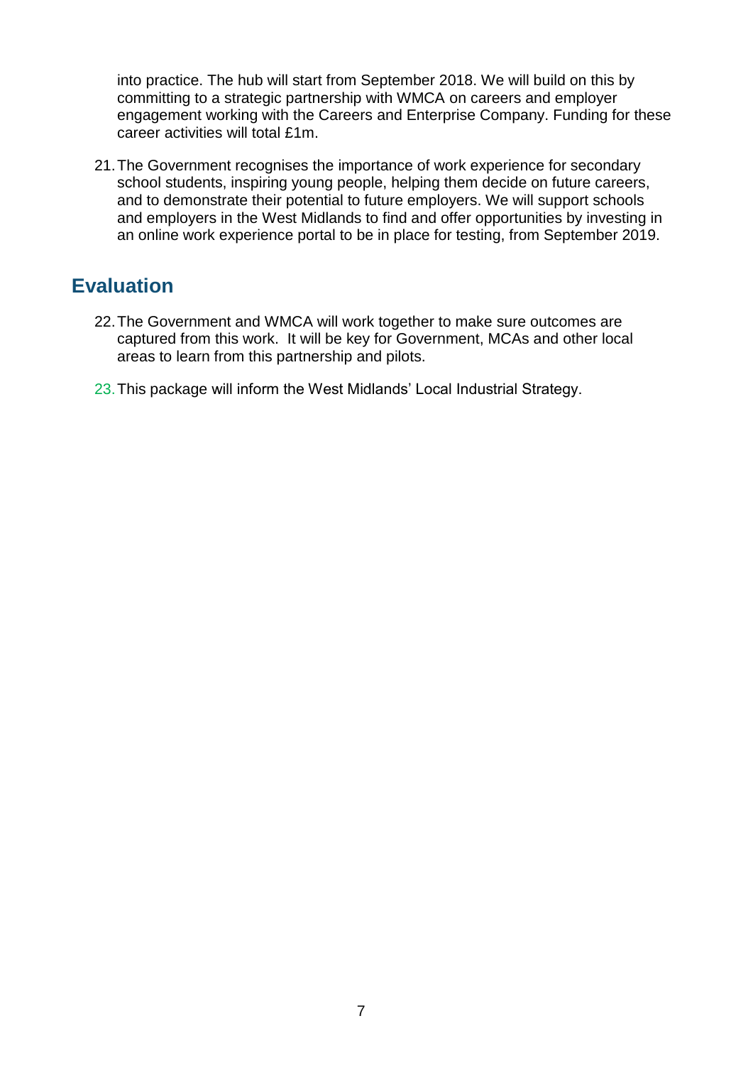into practice. The hub will start from September 2018. We will build on this by committing to a strategic partnership with WMCA on careers and employer engagement working with the Careers and Enterprise Company. Funding for these career activities will total £1m.

21. The Government recognises the importance of work experience for secondary school students, inspiring young people, helping them decide on future careers, and to demonstrate their potential to future employers. We will support schools and employers in the West Midlands to find and offer opportunities by investing in an online work experience portal to be in place for testing, from September 2019.

## Evaluation

22. The Government and WMCA will work together to make sure outcomes are captured from this work. It will be key for Government, MCAs and other local areas to learn from this partnership and pilots.

23. This package will inform the West Midlands' Local Industrial Strategy.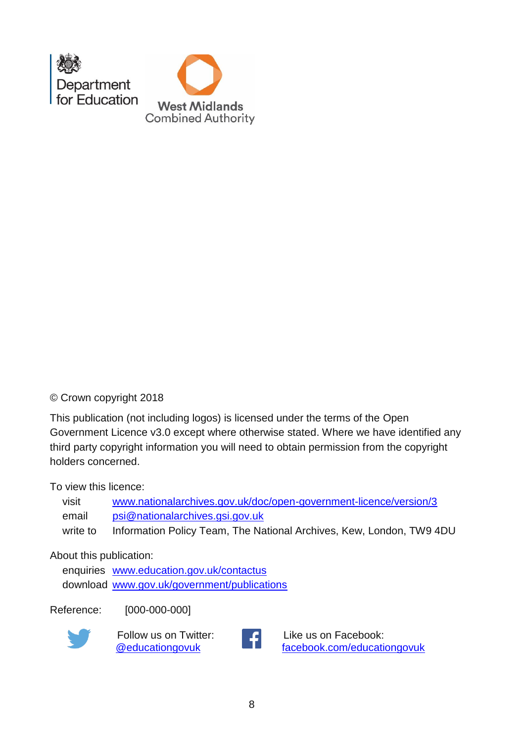Department for Education

West Midlands Combined Authority

© Crown copyright 2018

This publication (not including logos) is licensed under the terms of the Open Government Licence v3.0 except where otherwise stated. Where we have identified any third party copyright information you will need to obtain permission from the copyright holders concerned.

To view this licence:

visit [www.nationalarchives.gov.uk/doc/open-government-licence/version/3](http://www.nationalarchives.gov.uk/doc/open-government-licence/version/3)
email [psi@nationalarchives.gsi.gov.uk](mailto:psi@nationalarchives.gsi.gov.uk)
write to Information Policy Team, The National Archives, Kew, London, TW9 4DU

About this publication:

enquiries [www.education.gov.uk/contactus](http://www.education.gov.uk/contactus)
download [www.gov.uk/government/publications](http://www.gov.uk/government/publications)

Reference: [000-000-000]

Follow us on Twitter: [@educationgovuk](http://twitter.com/educationgovuk)

Like us on Facebook: [facebook.com/educationgovuk](http://www.facebook.com/educationgovuk)